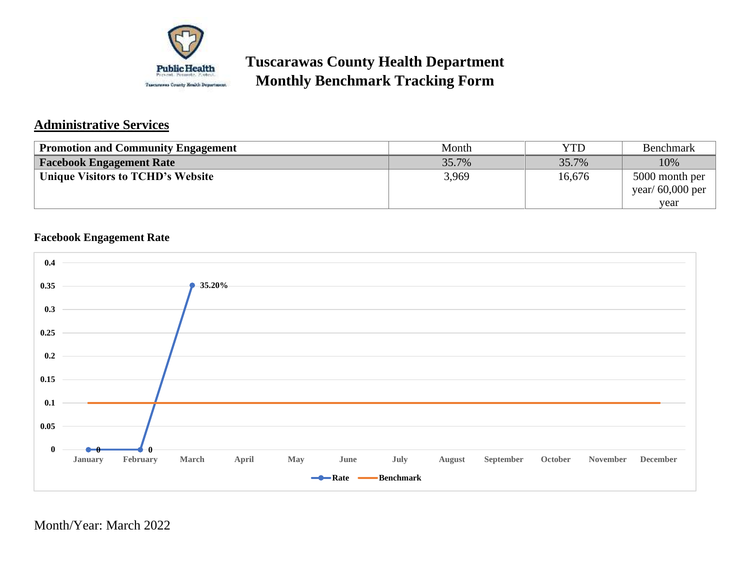# Tuscarawas County Health Department
# Monthly Benchmark Tracking Form

## Administrative Services

| Promotion and Community Engagement | Month | YTD | Benchmark |
|---|---|---|---|
| **Facebook Engagement Rate** | 35.7% | 35.7% | 10% |
| **Unique Visitors to TCHD's Website** | 3,969 | 16,676 | 5000 month per year/ 60,000 per year |

### Facebook Engagement Rate

0.4
0.35
0.3
0.25
0.2
0.15
0.1
0.05
0

35.20%
0
0

January February March April May June July August September October November December

Rate Benchmark

Month/Year: March 2022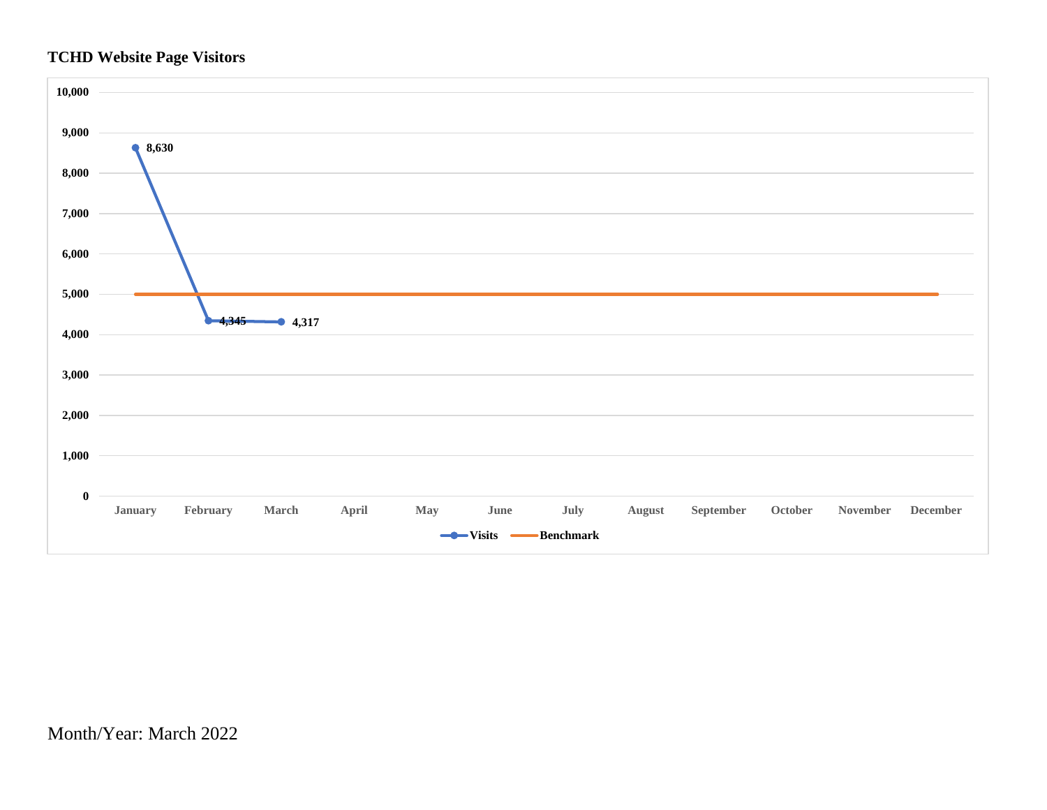**TCHD Website Page Visitors**

10,000
9,000
8,000
7,000
6,000
5,000
4,000
3,000
2,000
1,000
0

8,630
4,345
4,317

January February March April May June July August September October November December

Visits Benchmark

Month/Year: March 2022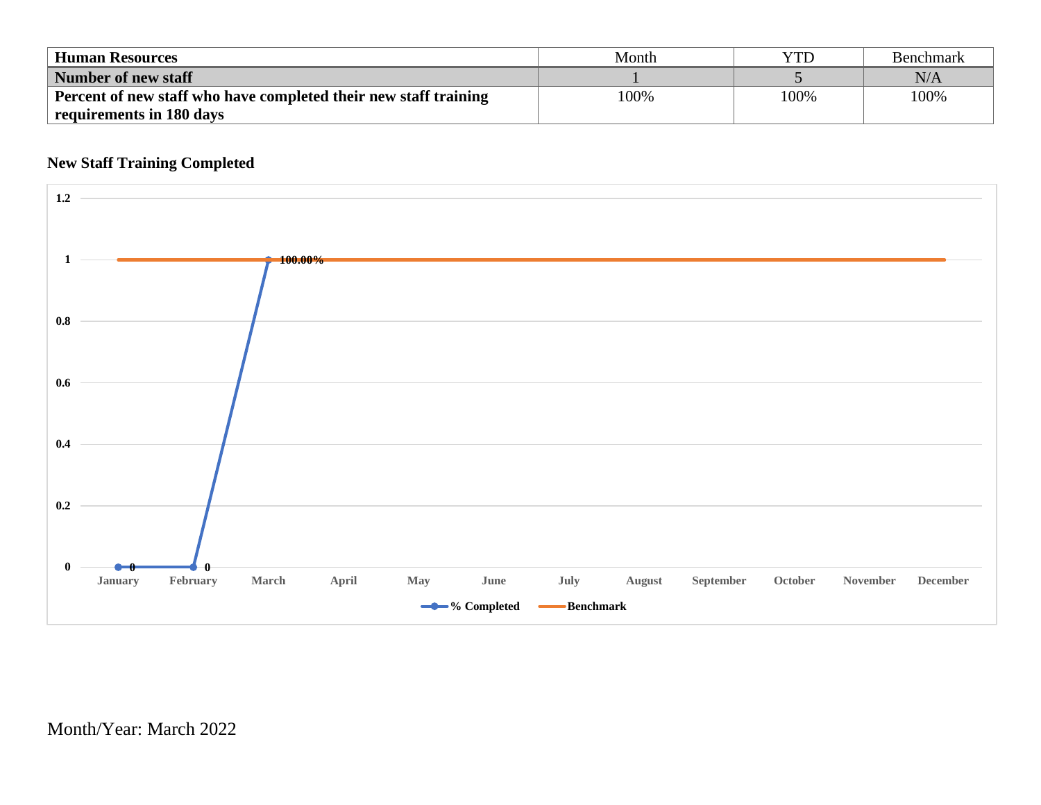| Human Resources | Month | YTD | Benchmark |
|---|---|---|---|
| **Number of new staff** | 1 | 5 | N/A |
| **Percent of new staff who have completed their new staff training requirements in 180 days** | 100% | 100% | 100% |

**New Staff Training Completed**

1.2
1
0.8
0.6
0.4
0.2
0

0
0
100.00%

January February March April May June July August September October November December

% Completed Benchmark

Month/Year: March 2022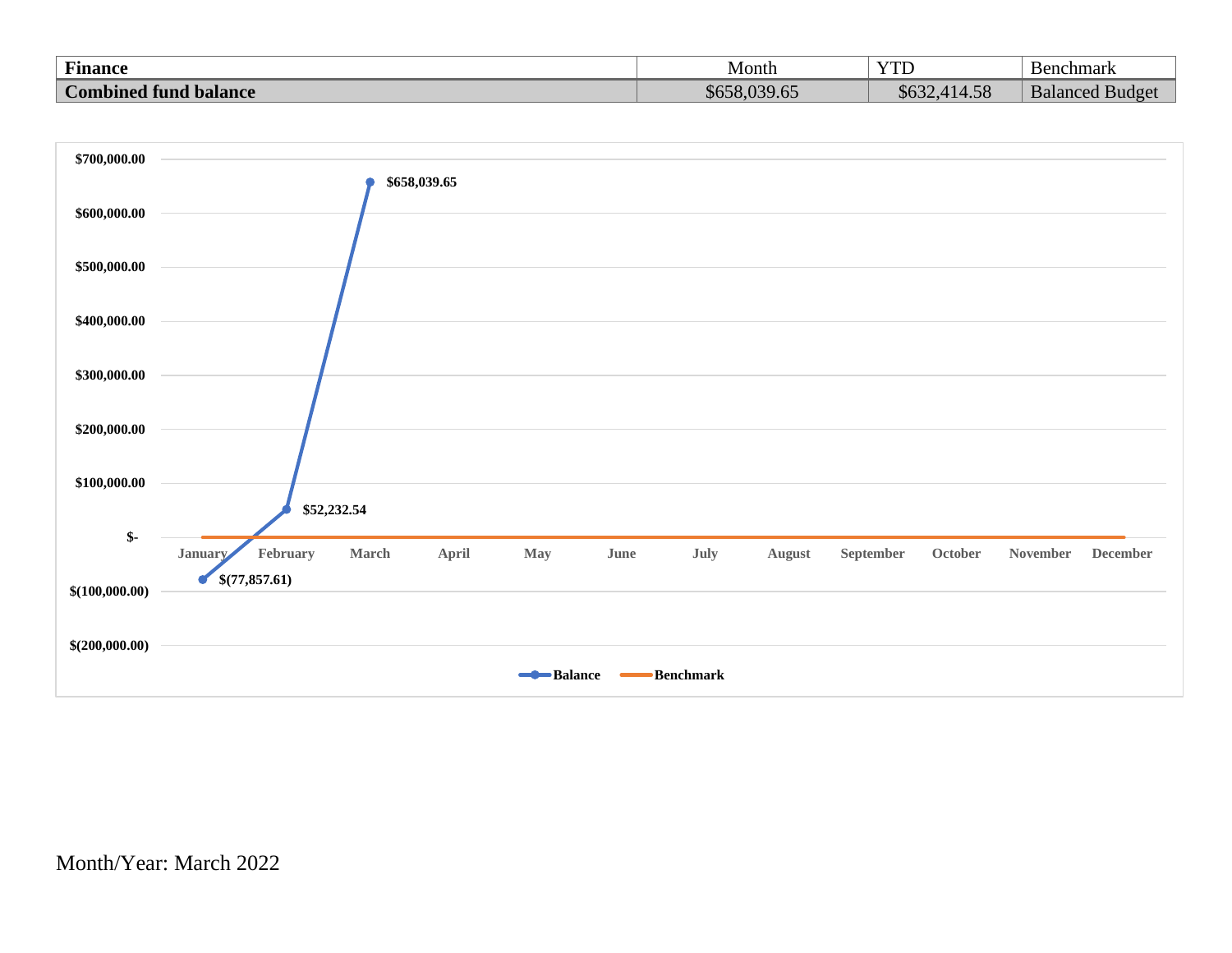| Finance | Month | YTD | Benchmark |
|---|---|---|---|
| **Combined fund balance** | $658,039.65 | $632,414.58 | Balanced Budget |

$700,000.00
$600,000.00
$500,000.00
$400,000.00
$300,000.00
$200,000.00
$100,000.00
$-
$(100,000.00)
$(200,000.00)

$658,039.65
$52,232.54
$(77,857.61)

January February March April May June July August September October November December

Balance Benchmark

Month/Year: March 2022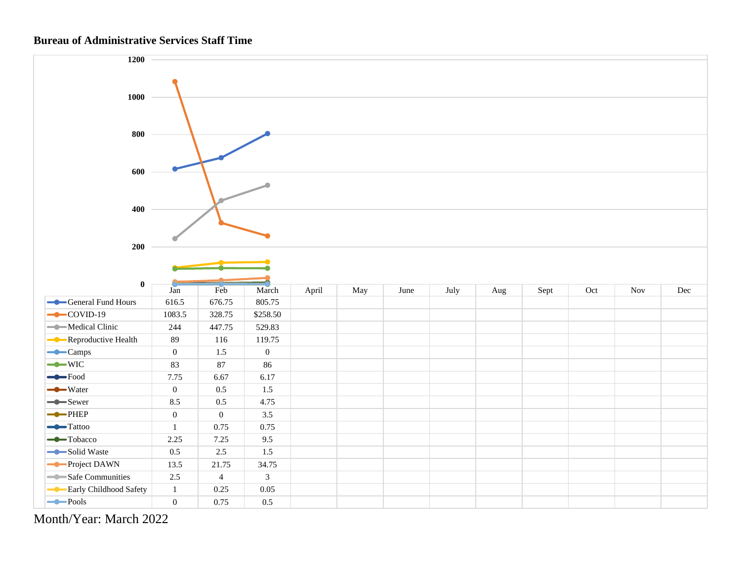**Bureau of Administrative Services Staff Time**

1200
1000
800
600
400
200
0

| | Jan | Feb | March | April | May | June | July | Aug | Sept | Oct | Nov | Dec |
|---|---|---|---|---|---|---|---|---|---|---|---|---|
| General Fund Hours | 616.5 | 676.75 | 805.75 | | | | | | | | | |
| COVID-19 | 1083.5 | 328.75 | $258.50 | | | | | | | | | |
| Medical Clinic | 244 | 447.75 | 529.83 | | | | | | | | | |
| Reproductive Health | 89 | 116 | 119.75 | | | | | | | | | |
| Camps | 0 | 1.5 | 0 | | | | | | | | | |
| WIC | 83 | 87 | 86 | | | | | | | | | |
| Food | 7.75 | 6.67 | 6.17 | | | | | | | | | |
| Water | 0 | 0.5 | 1.5 | | | | | | | | | |
| Sewer | 8.5 | 0.5 | 4.75 | | | | | | | | | |
| PHEP | 0 | 0 | 3.5 | | | | | | | | | |
| Tattoo | 1 | 0.75 | 0.75 | | | | | | | | | |
| Tobacco | 2.25 | 7.25 | 9.5 | | | | | | | | | |
| Solid Waste | 0.5 | 2.5 | 1.5 | | | | | | | | | |
| Project DAWN | 13.5 | 21.75 | 34.75 | | | | | | | | | |
| Safe Communities | 2.5 | 4 | 3 | | | | | | | | | |
| Early Childhood Safety | 1 | 0.25 | 0.05 | | | | | | | | | |
| Pools | 0 | 0.75 | 0.5 | | | | | | | | | |

Month/Year: March 2022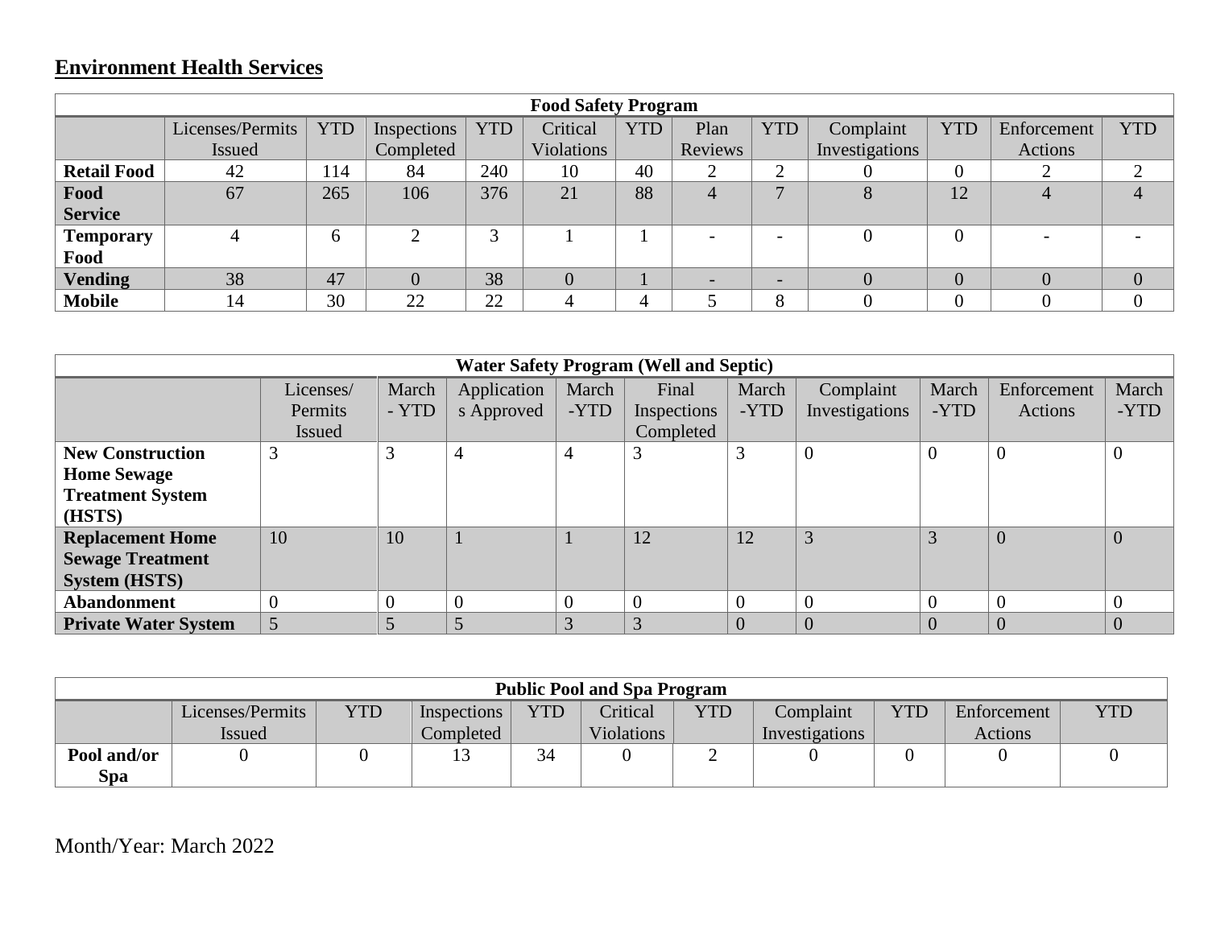## Environment Health Services

| Food Safety Program | | | | | | | | | | | | |
|---|---|---|---|---|---|---|---|---|---|---|---|---|
| | Licenses/Permits Issued | YTD | Inspections Completed | YTD | Critical Violations | YTD | Plan Reviews | YTD | Complaint Investigations | YTD | Enforcement Actions | YTD |
| **Retail Food** | 42 | 114 | 84 | 240 | 10 | 40 | 2 | 2 | 0 | 0 | 2 | 2 |
| **Food Service** | 67 | 265 | 106 | 376 | 21 | 88 | 4 | 7 | 8 | 12 | 4 | 4 |
| **Temporary Food** | 4 | 6 | 2 | 3 | 1 | 1 | - | - | 0 | 0 | - | - |
| **Vending** | 38 | 47 | 0 | 38 | 0 | 1 | - | - | 0 | 0 | 0 | 0 |
| **Mobile** | 14 | 30 | 22 | 22 | 4 | 4 | 5 | 8 | 0 | 0 | 0 | 0 |

| Water Safety Program (Well and Septic) | | | | | | | | | | |
|---|---|---|---|---|---|---|---|---|---|---|
| | Licenses/ Permits Issued | March - YTD | Applications Approved | March -YTD | Final Inspections Completed | March -YTD | Complaint Investigations | March -YTD | Enforcement Actions | March -YTD |
| **New Construction Home Sewage Treatment System (HSTS)** | 3 | 3 | 4 | 4 | 3 | 3 | 0 | 0 | 0 | 0 |
| **Replacement Home Sewage Treatment System (HSTS)** | 10 | 10 | 1 | 1 | 12 | 12 | 3 | 3 | 0 | 0 |
| **Abandonment** | 0 | 0 | 0 | 0 | 0 | 0 | 0 | 0 | 0 | 0 |
| **Private Water System** | 5 | 5 | 5 | 3 | 3 | 0 | 0 | 0 | 0 | 0 |

| Public Pool and Spa Program | | | | | | | | | | |
|---|---|---|---|---|---|---|---|---|---|---|
| | Licenses/Permits Issued | YTD | Inspections Completed | YTD | Critical Violations | YTD | Complaint Investigations | YTD | Enforcement Actions | YTD |
| **Pool and/or Spa** | 0 | 0 | 13 | 34 | 0 | 2 | 0 | 0 | 0 | 0 |

Month/Year: March 2022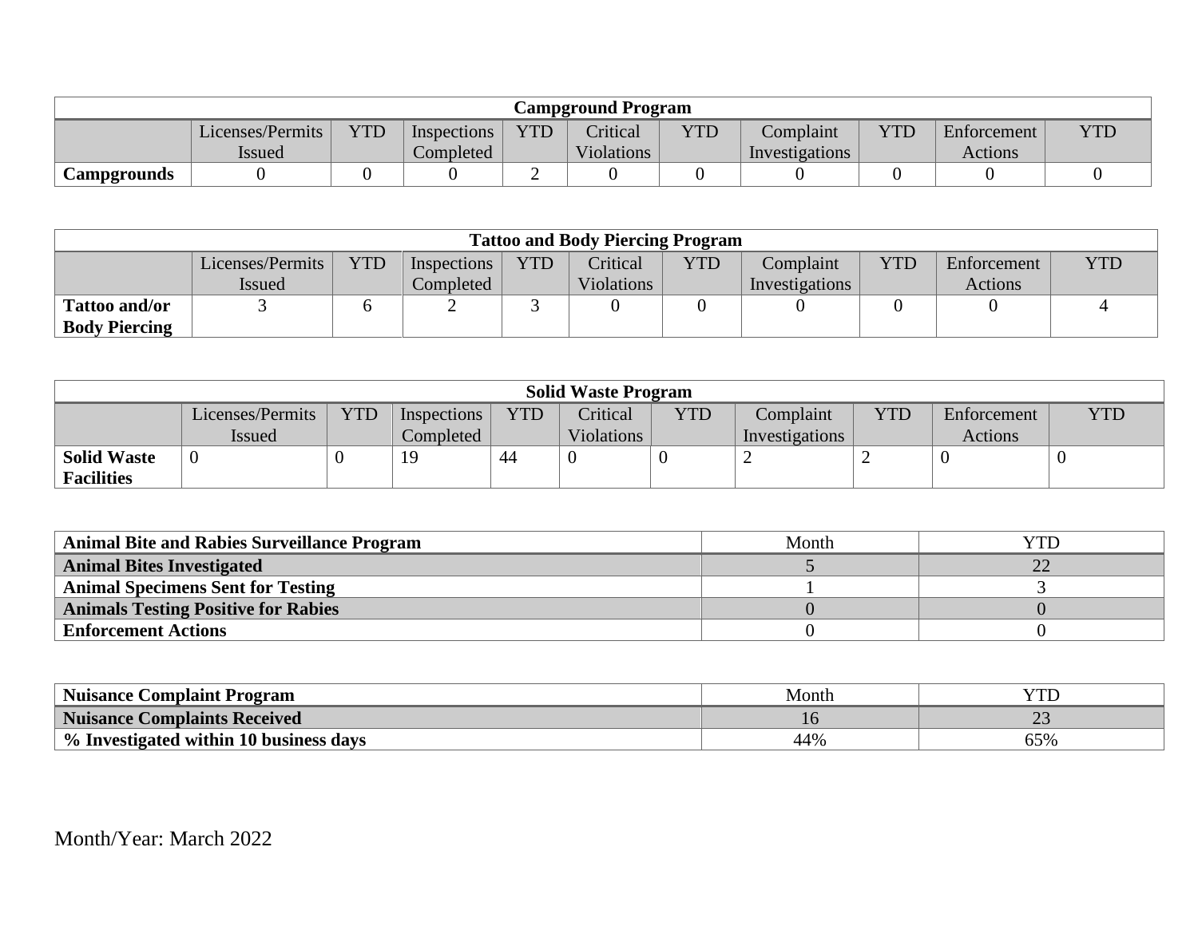| Campground Program | | | | | | | | | | |
|---|---|---|---|---|---|---|---|---|---|---|
| | Licenses/Permits Issued | YTD | Inspections Completed | YTD | Critical Violations | YTD | Complaint Investigations | YTD | Enforcement Actions | YTD |
| **Campgrounds** | 0 | 0 | 0 | 2 | 0 | 0 | 0 | 0 | 0 | 0 |

| Tattoo and Body Piercing Program | | | | | | | | | | |
|---|---|---|---|---|---|---|---|---|---|---|
| | Licenses/Permits Issued | YTD | Inspections Completed | YTD | Critical Violations | YTD | Complaint Investigations | YTD | Enforcement Actions | YTD |
| **Tattoo and/or Body Piercing** | 3 | 6 | 2 | 3 | 0 | 0 | 0 | 0 | 0 | 4 |

| Solid Waste Program | | | | | | | | | | |
|---|---|---|---|---|---|---|---|---|---|---|
| | Licenses/Permits Issued | YTD | Inspections Completed | YTD | Critical Violations | YTD | Complaint Investigations | YTD | Enforcement Actions | YTD |
| **Solid Waste Facilities** | 0 | 0 | 19 | 44 | 0 | 0 | 2 | 2 | 0 | 0 |

| Animal Bite and Rabies Surveillance Program | Month | YTD |
|---|---|---|
| **Animal Bites Investigated** | 5 | 22 |
| **Animal Specimens Sent for Testing** | 1 | 3 |
| **Animals Testing Positive for Rabies** | 0 | 0 |
| **Enforcement Actions** | 0 | 0 |

| Nuisance Complaint Program | Month | YTD |
|---|---|---|
| **Nuisance Complaints Received** | 16 | 23 |
| **% Investigated within 10 business days** | 44% | 65% |

Month/Year: March 2022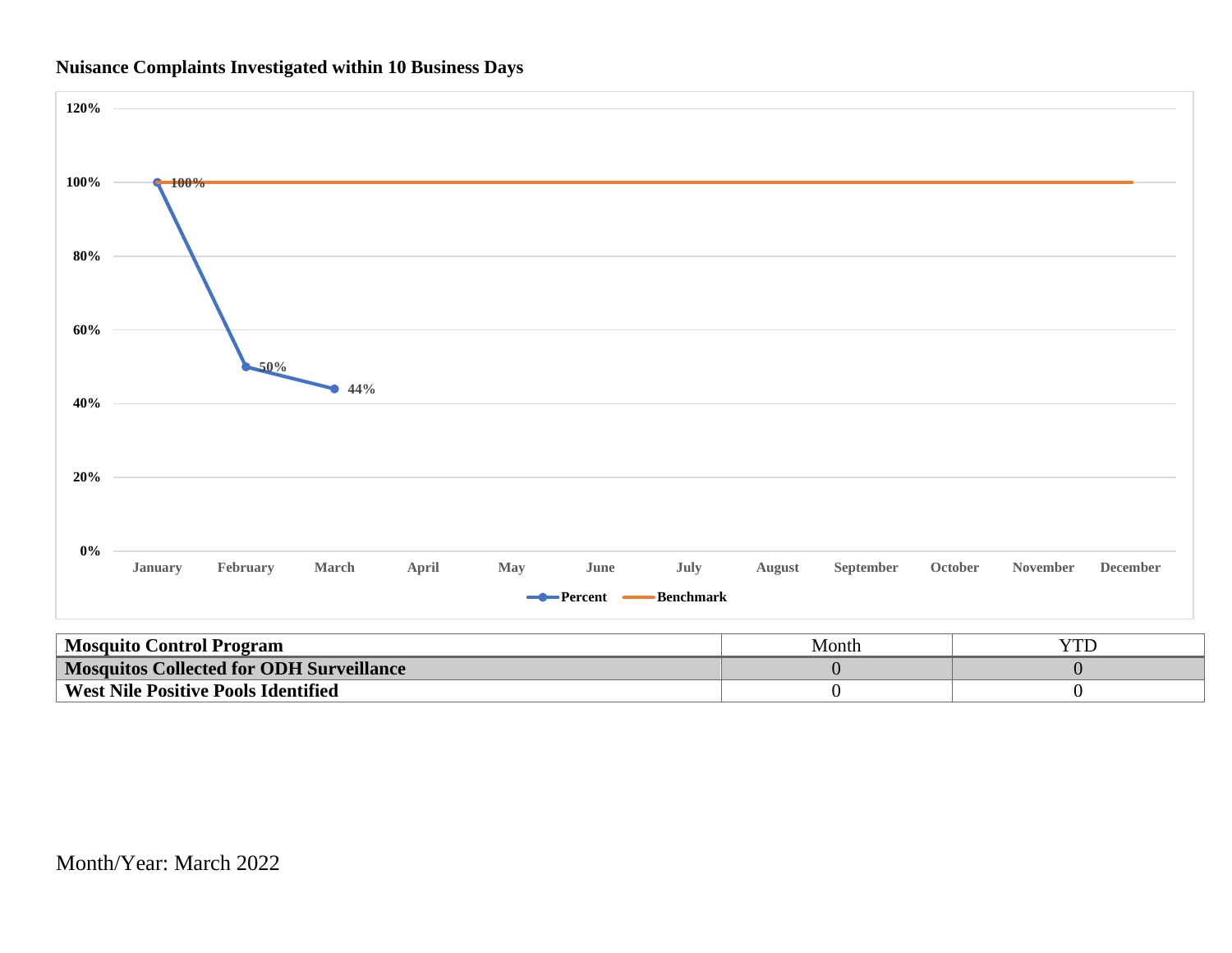**Nuisance Complaints Investigated within 10 Business Days**

120%
100%
80%
60%
40%
20%
0%

100%
50%
44%

January February March April May June July August September October November December

Percent Benchmark

| Mosquito Control Program | Month | YTD |
| --- | --- | --- |
| **Mosquitos Collected for ODH Surveillance** | 0 | 0 |
| **West Nile Positive Pools Identified** | 0 | 0 |

Month/Year: March 2022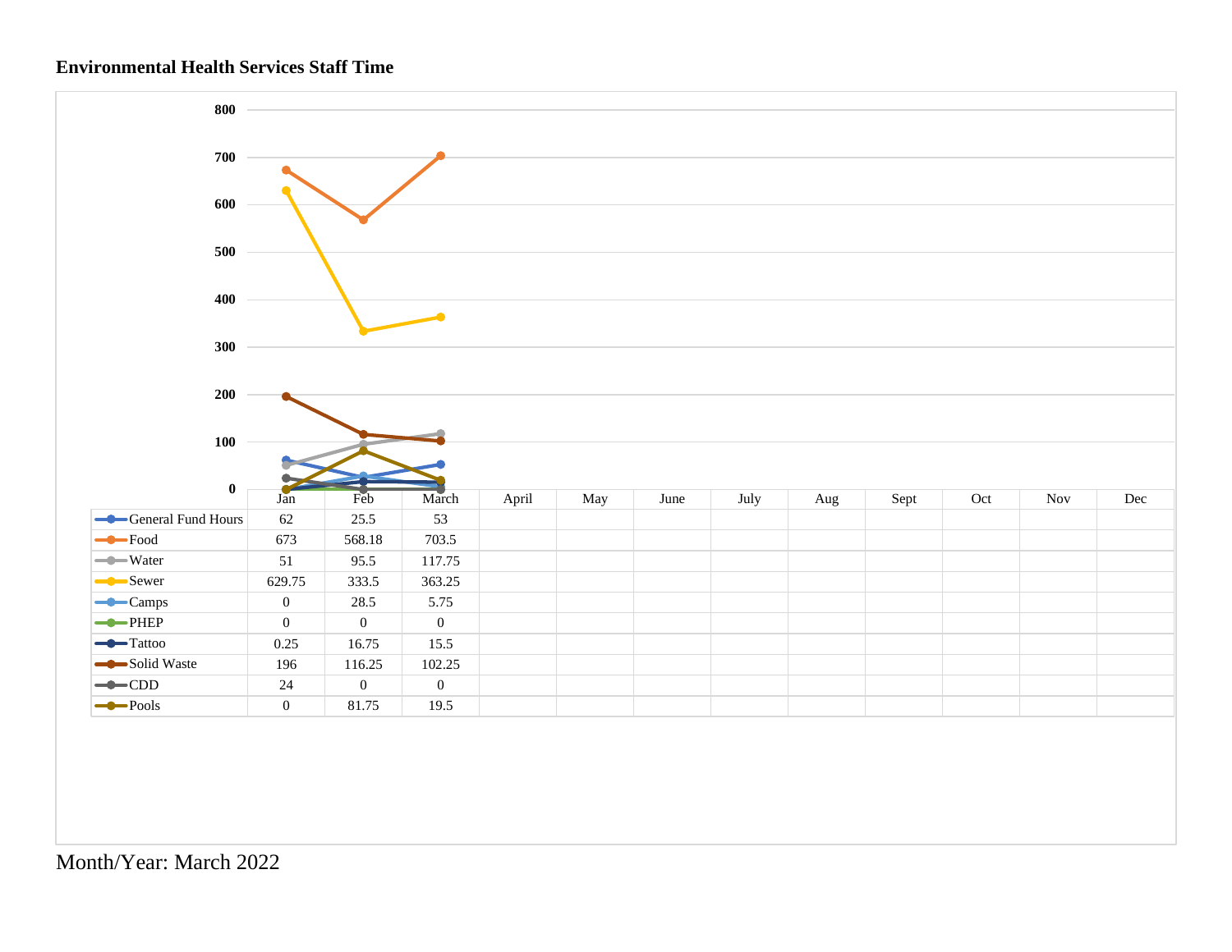**Environmental Health Services Staff Time**

| | Jan | Feb | March | April | May | June | July | Aug | Sept | Oct | Nov | Dec |
|---|---|---|---|---|---|---|---|---|---|---|---|---|
| General Fund Hours | 62 | 25.5 | 53 | | | | | | | | | |
| Food | 673 | 568.18 | 703.5 | | | | | | | | | |
| Water | 51 | 95.5 | 117.75 | | | | | | | | | |
| Sewer | 629.75 | 333.5 | 363.25 | | | | | | | | | |
| Camps | 0 | 28.5 | 5.75 | | | | | | | | | |
| PHEP | 0 | 0 | 0 | | | | | | | | | |
| Tattoo | 0.25 | 16.75 | 15.5 | | | | | | | | | |
| Solid Waste | 196 | 116.25 | 102.25 | | | | | | | | | |
| CDD | 24 | 0 | 0 | | | | | | | | | |
| Pools | 0 | 81.75 | 19.5 | | | | | | | | | |

Month/Year: March 2022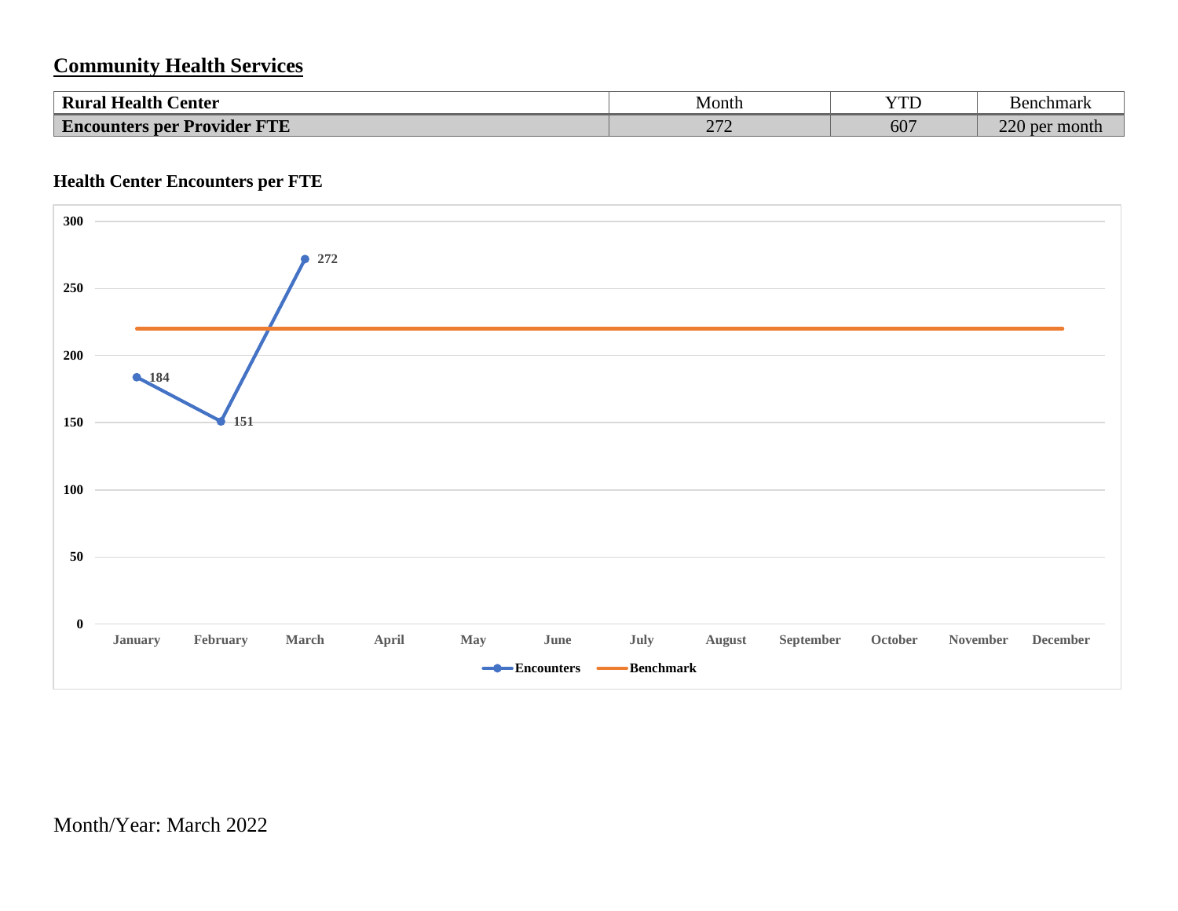## Community Health Services

| Rural Health Center | Month | YTD | Benchmark |
|---|---|---|---|
| **Encounters per Provider FTE** | 272 | 607 | 220 per month |

### Health Center Encounters per FTE

| Month | Encounters | Benchmark |
|---|---|---|
| January | 184 | 220 |
| February | 151 | 220 |
| March | 272 | 220 |
| April | | 220 |
| May | | 220 |
| June | | 220 |
| July | | 220 |
| August | | 220 |
| September | | 220 |
| October | | 220 |
| November | | 220 |
| December | | 220 |

Month/Year: March 2022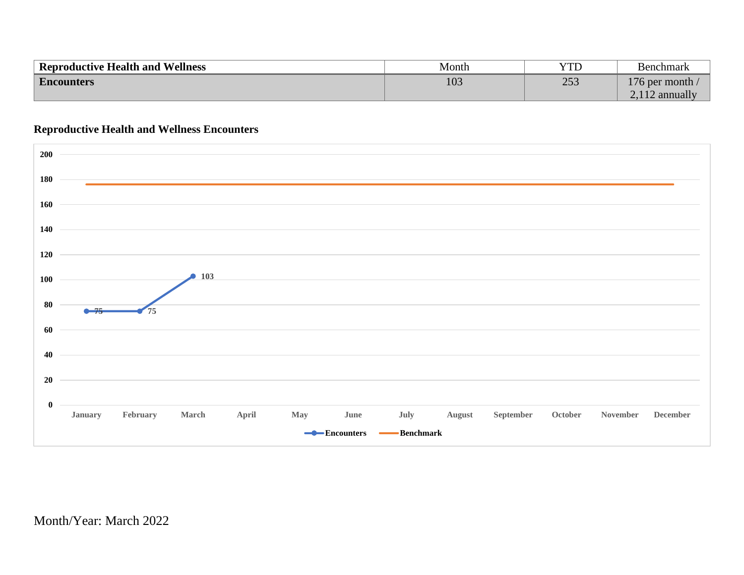| Reproductive Health and Wellness | Month | YTD | Benchmark |
|---|---|---|---|
| **Encounters** | 103 | 253 | 176 per month / 2,112 annually |

**Reproductive Health and Wellness Encounters**

200
180
160
140
120
100
80
60
40
20
0

75
75
103

January
February
March
April
May
June
July
August
September
October
November
December

Encounters
Benchmark

Month/Year: March 2022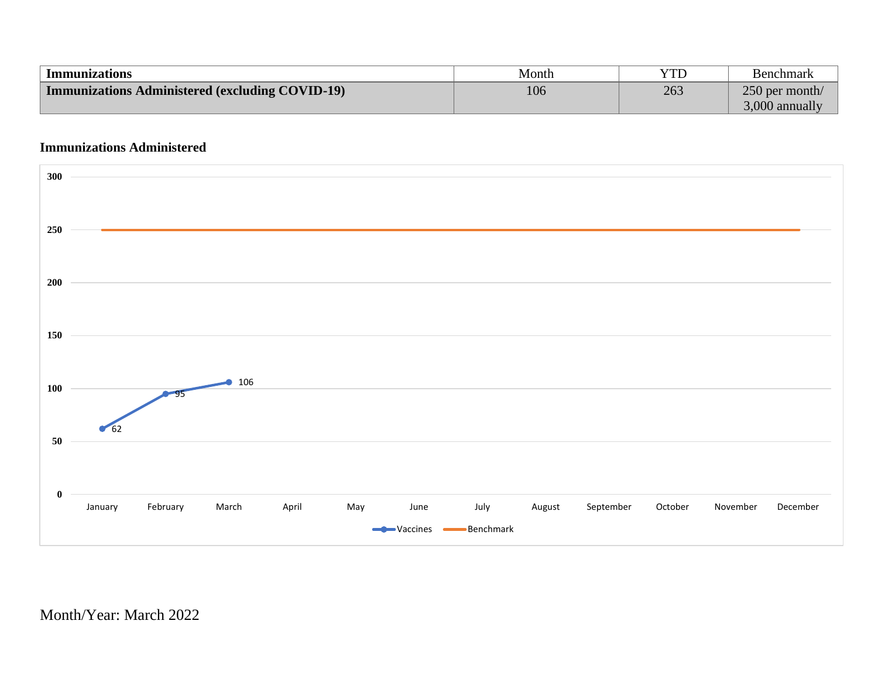| **Immunizations** | Month | YTD | Benchmark |
|---|---|---|---|
| **Immunizations Administered (excluding COVID-19)** | 106 | 263 | 250 per month/ 3,000 annually |

**Immunizations Administered**

Month/Year: March 2022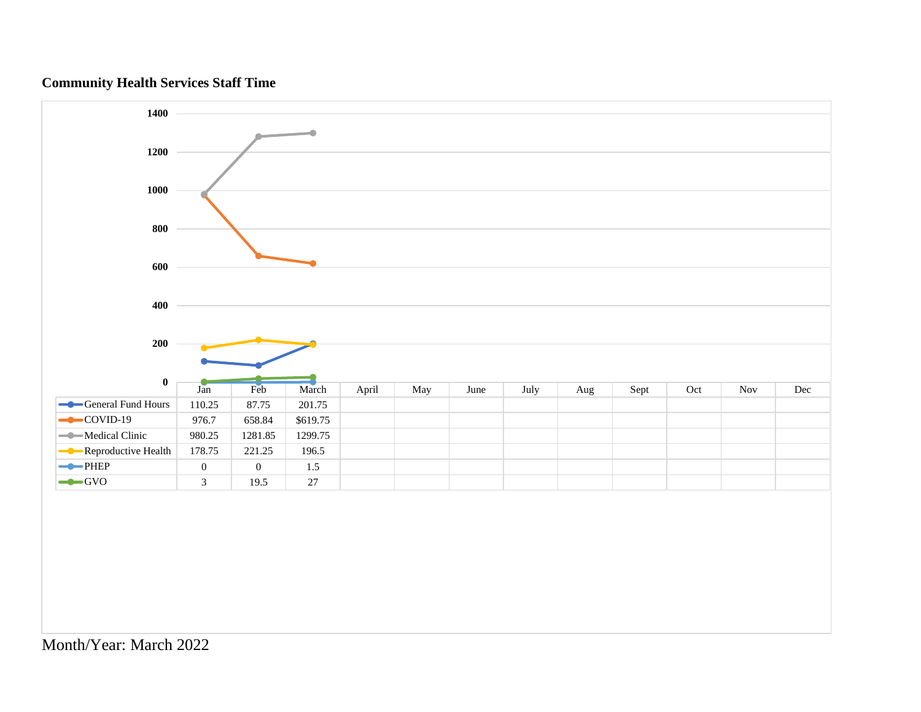**Community Health Services Staff Time**

1400
1200
1000
800
600
400
200
0

| | Jan | Feb | March | April | May | June | July | Aug | Sept | Oct | Nov | Dec |
|---|---|---|---|---|---|---|---|---|---|---|---|---|
| General Fund Hours | 110.25 | 87.75 | 201.75 | | | | | | | | | |
| COVID-19 | 976.7 | 658.84 | $619.75 | | | | | | | | | |
| Medical Clinic | 980.25 | 1281.85 | 1299.75 | | | | | | | | | |
| Reproductive Health | 178.75 | 221.25 | 196.5 | | | | | | | | | |
| PHEP | 0 | 0 | 1.5 | | | | | | | | | |
| GVO | 3 | 19.5 | 27 | | | | | | | | | |

Month/Year: March 2022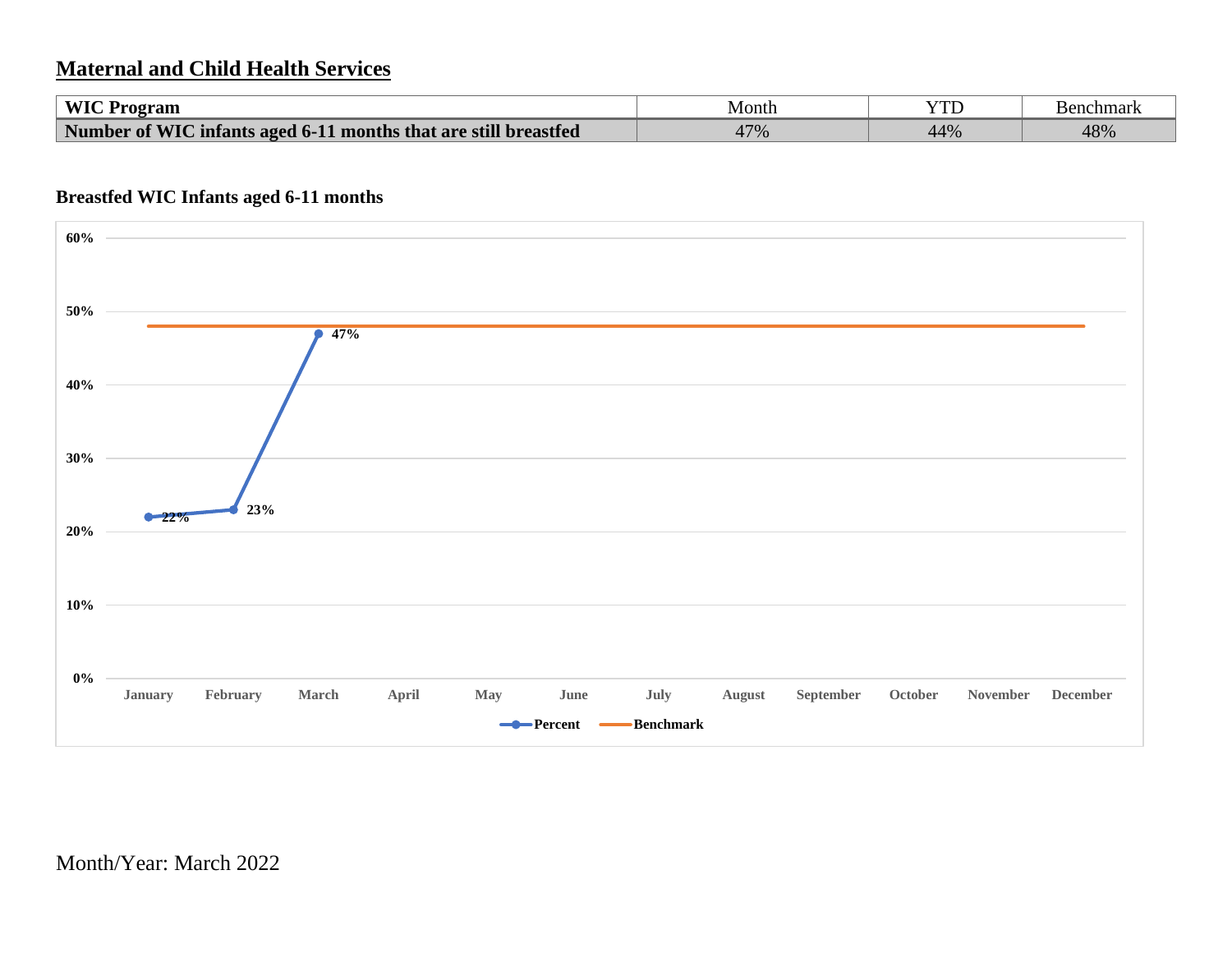## Maternal and Child Health Services

| WIC Program | Month | YTD | Benchmark |
|---|---|---|---|
| **Number of WIC infants aged 6-11 months that are still breastfed** | 47% | 44% | 48% |

**Breastfed WIC Infants aged 6-11 months**

60%
50%
40%
30%
20%
10%
0%

22%
23%
47%

January February March April May June July August September October November December

Percent
Benchmark

Month/Year: March 2022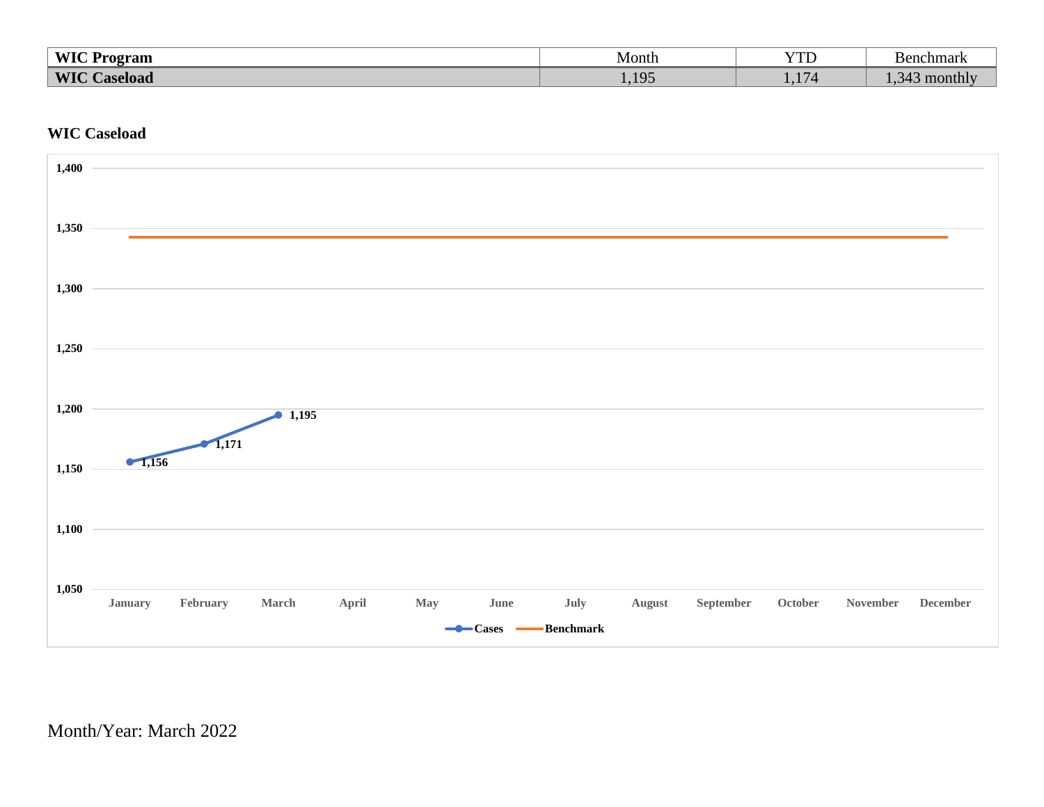| WIC Program | Month | YTD | Benchmark |
|---|---|---|---|
| **WIC Caseload** | 1,195 | 1,174 | 1,343 monthly |

**WIC Caseload**

1,400
1,350
1,300
1,250
1,200
1,150
1,100
1,050

1,156
1,171
1,195

January February March April May June July August September October November December

Cases Benchmark

Month/Year: March 2022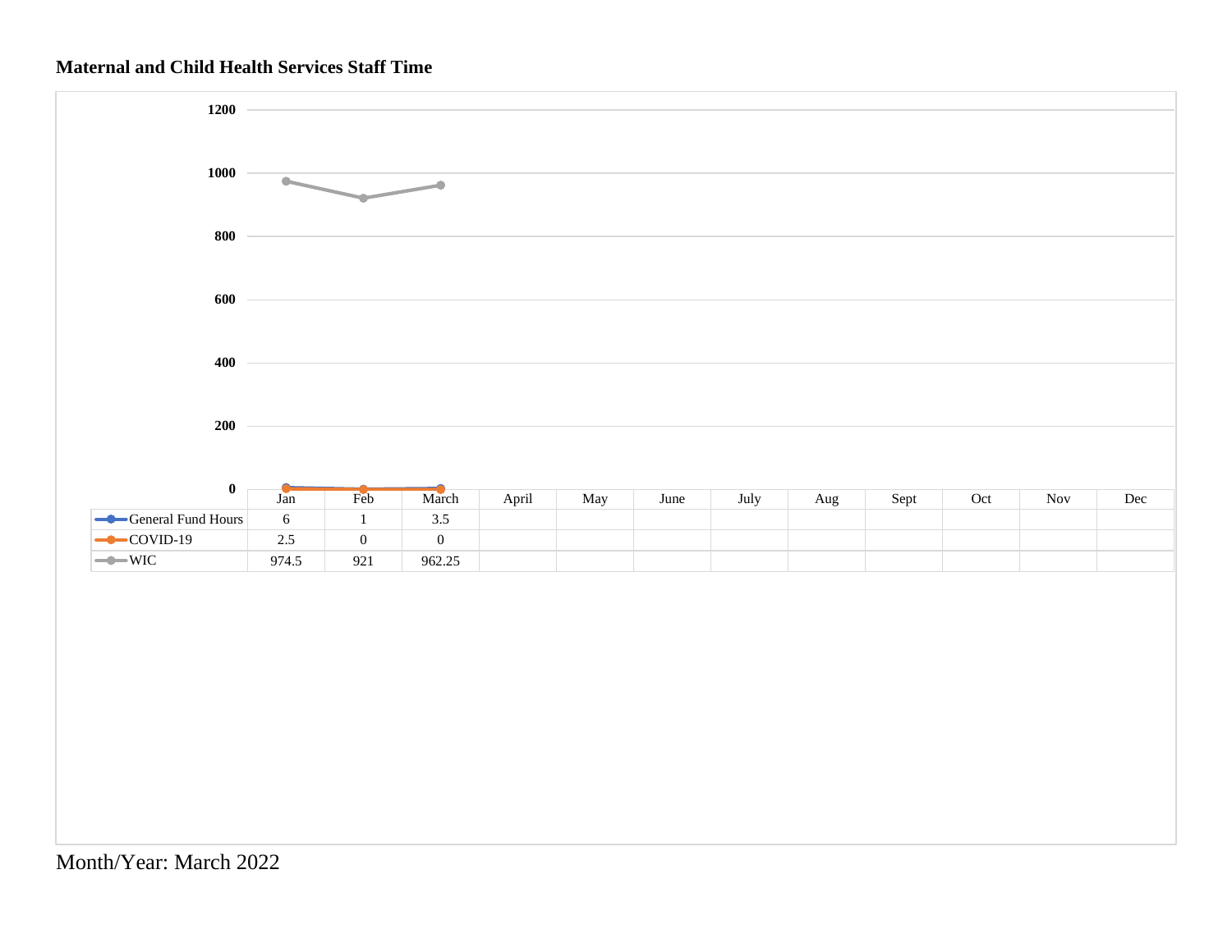**Maternal and Child Health Services Staff Time**

1200
1000
800
600
400
200
0

Jan Feb March April May June July Aug Sept Oct Nov Dec

General Fund Hours 6 1 3.5

COVID-19 2.5 0 0

WIC 974.5 921 962.25

Month/Year: March 2022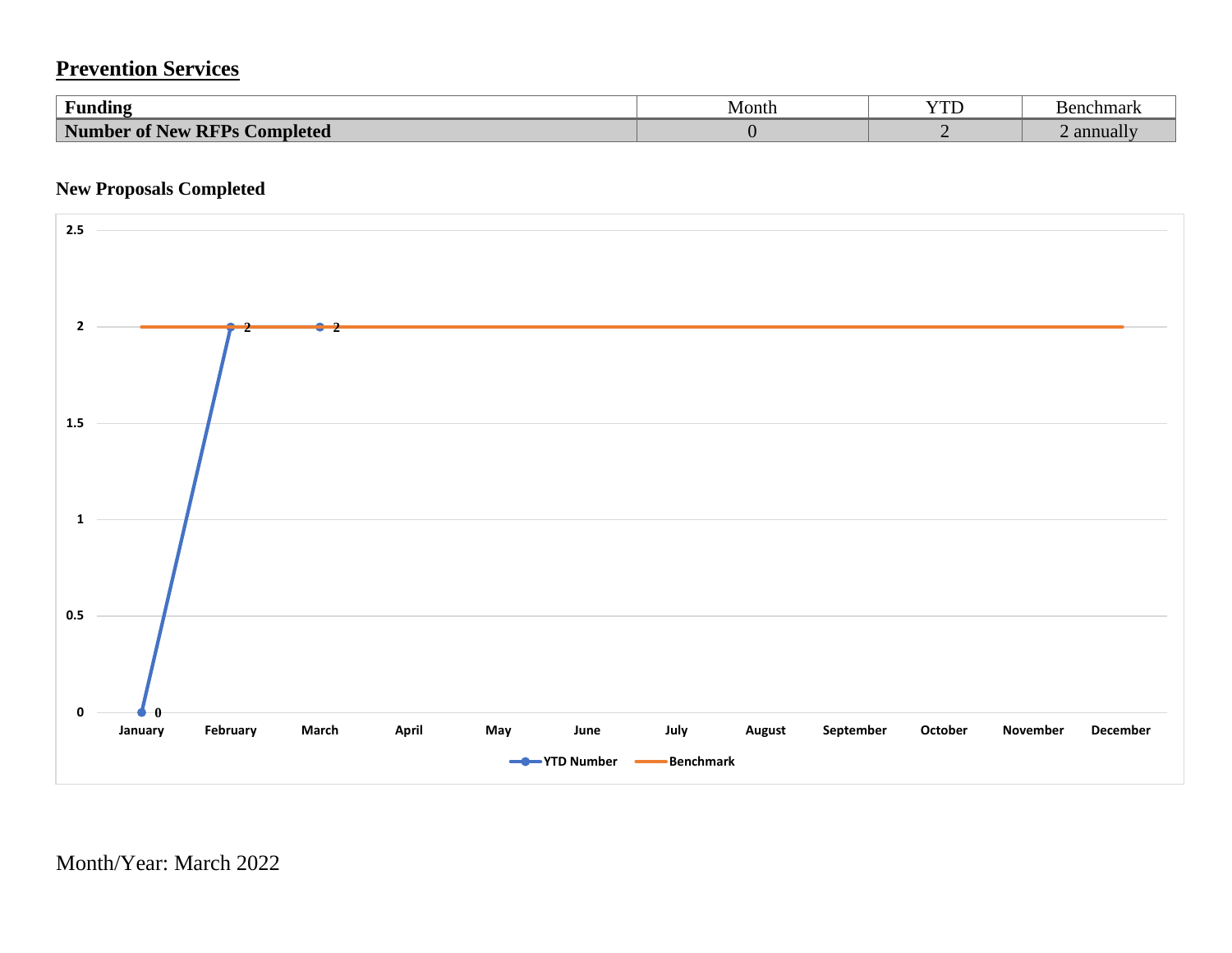## Prevention Services

| Funding | Month | YTD | Benchmark |
|---|---|---|---|
| **Number of New RFPs Completed** | 0 | 2 | 2 annually |

### New Proposals Completed

2.5
2
1.5
1
0.5
0

0
2
2

January February March April May June July August September October November December

YTD Number
Benchmark

Month/Year: March 2022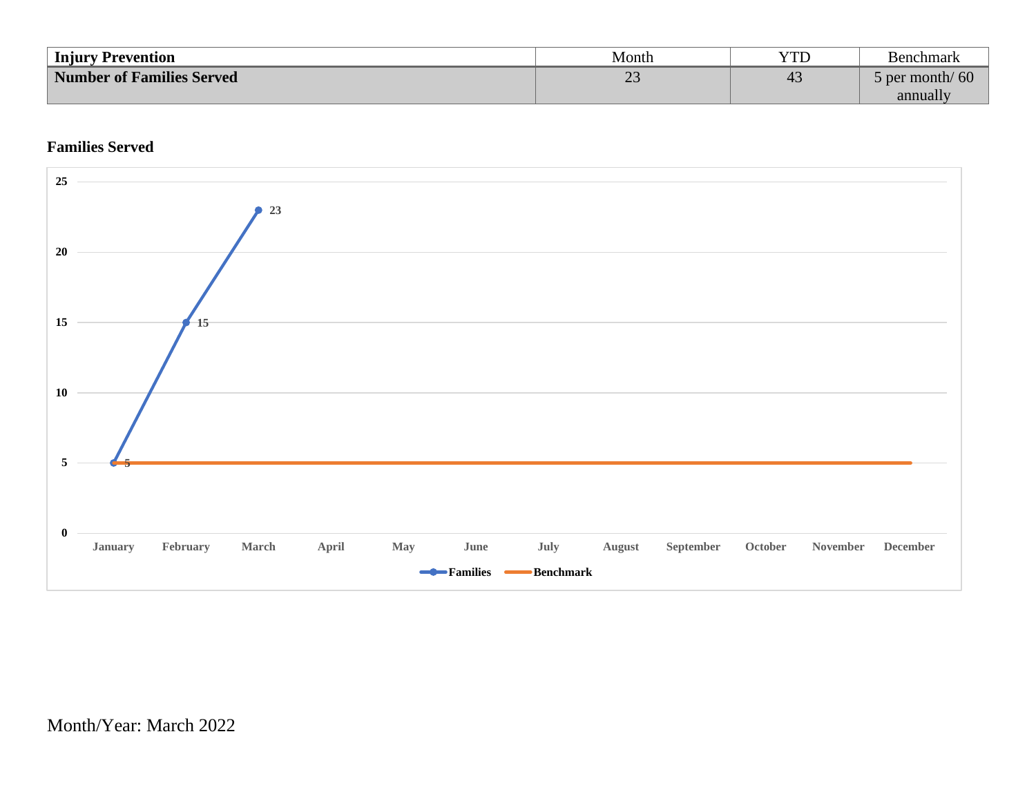| Injury Prevention | Month | YTD | Benchmark |
|---|---|---|---|
| **Number of Families Served** | 23 | 43 | 5 per month/ 60 annually |

**Families Served**

25
20
15
10
5
0
23
15
5
January February March April May June July August September October November December
Families Benchmark

Month/Year: March 2022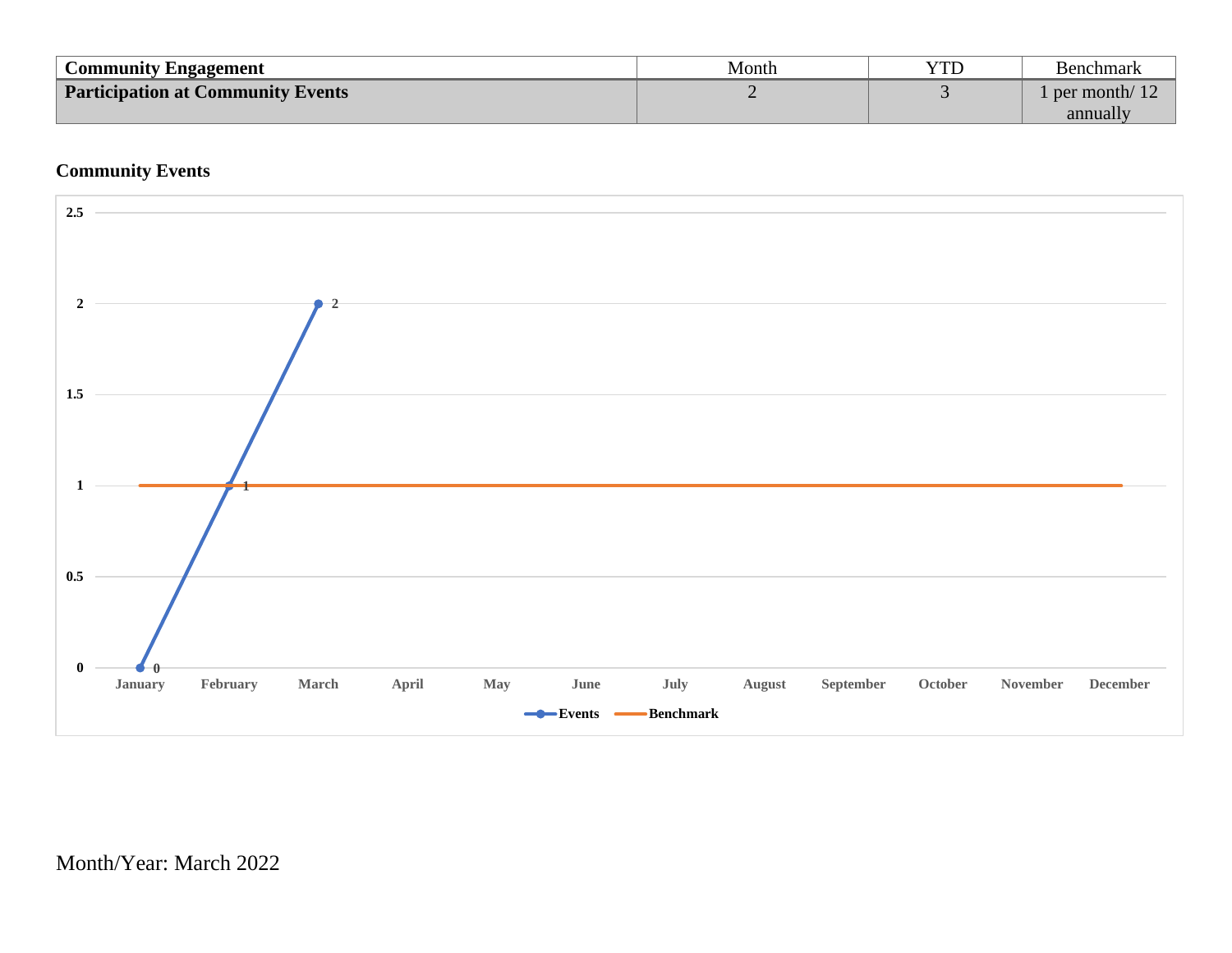| Community Engagement | Month | YTD | Benchmark |
|---|---|---|---|
| **Participation at Community Events** | 2 | 3 | 1 per month/ 12 annually |

**Community Events**

2.5
2
1.5
1
0.5
0

0
1
2

January
February
March
April
May
June
July
August
September
October
November
December

Events
Benchmark

Month/Year: March 2022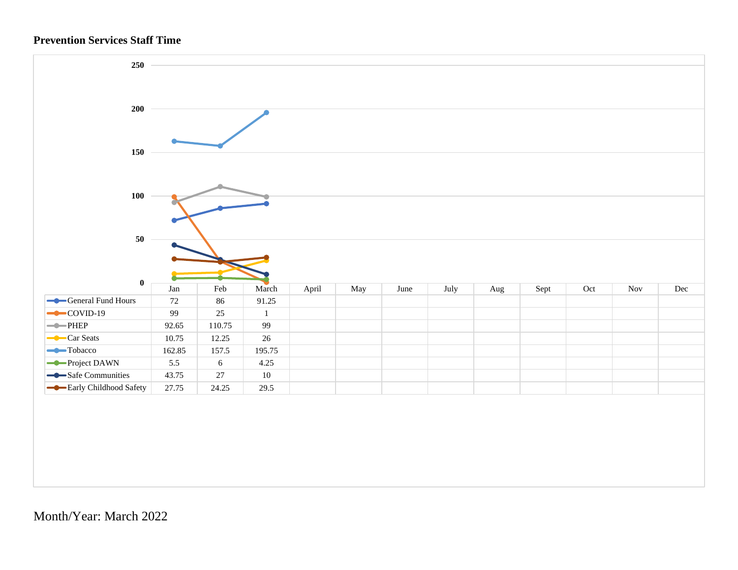**Prevention Services Staff Time**

250
200
150
100
50
0

| | Jan | Feb | March | April | May | June | July | Aug | Sept | Oct | Nov | Dec |
|---|---|---|---|---|---|---|---|---|---|---|---|---|
| General Fund Hours | 72 | 86 | 91.25 | | | | | | | | | |
| COVID-19 | 99 | 25 | 1 | | | | | | | | | |
| PHEP | 92.65 | 110.75 | 99 | | | | | | | | | |
| Car Seats | 10.75 | 12.25 | 26 | | | | | | | | | |
| Tobacco | 162.85 | 157.5 | 195.75 | | | | | | | | | |
| Project DAWN | 5.5 | 6 | 4.25 | | | | | | | | | |
| Safe Communities | 43.75 | 27 | 10 | | | | | | | | | |
| Early Childhood Safety | 27.75 | 24.25 | 29.5 | | | | | | | | | |

Month/Year: March 2022